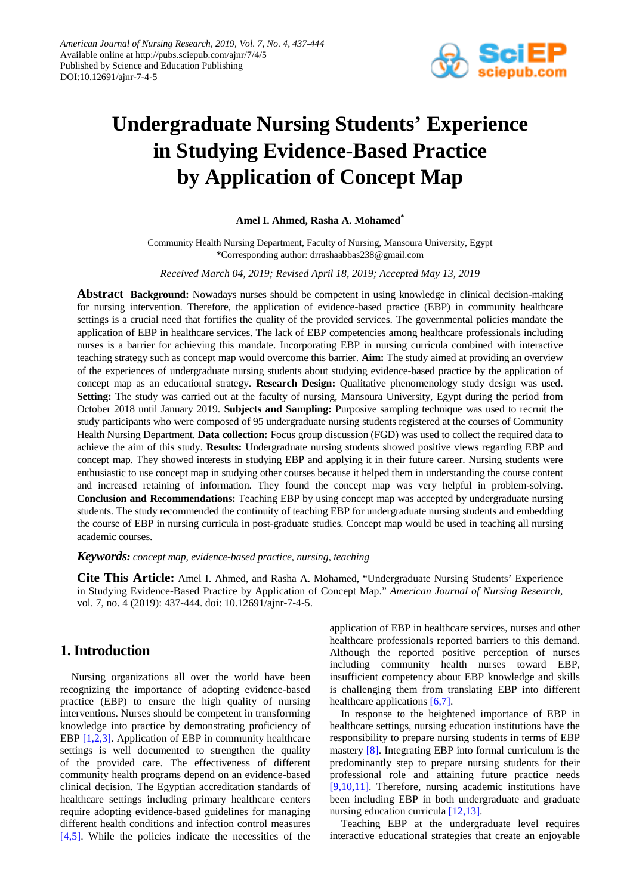# Undergraduate Nursing Students' Experience in Studying Evidence-Based Practice by Application of Concept Map

**Amel I. Ahmed, Rasha A. Mohamed***

Community Health Nursing Department, Faculty of Nursing, Mansoura University, Egypt
*Corresponding author: drrashaabbas238@gmail.com

*Received March 04, 2019; Revised April 18, 2019; Accepted May 13, 2019*

**Abstract** **Background:** Nowadays nurses should be competent in using knowledge in clinical decision-making for nursing intervention. Therefore, the application of evidence-based practice (EBP) in community healthcare settings is a crucial need that fortifies the quality of the provided services. The governmental policies mandate the application of EBP in healthcare services. The lack of EBP competencies among healthcare professionals including nurses is a barrier for achieving this mandate. Incorporating EBP in nursing curricula combined with interactive teaching strategy such as concept map would overcome this barrier. **Aim:** The study aimed at providing an overview of the experiences of undergraduate nursing students about studying evidence-based practice by the application of concept map as an educational strategy. **Research Design:** Qualitative phenomenology study design was used. **Setting:** The study was carried out at the faculty of nursing, Mansoura University, Egypt during the period from October 2018 until January 2019. **Subjects and Sampling:** Purposive sampling technique was used to recruit the study participants who were composed of 95 undergraduate nursing students registered at the courses of Community Health Nursing Department. **Data collection:** Focus group discussion (FGD) was used to collect the required data to achieve the aim of this study. **Results:** Undergraduate nursing students showed positive views regarding EBP and concept map. They showed interests in studying EBP and applying it in their future career. Nursing students were enthusiastic to use concept map in studying other courses because it helped them in understanding the course content and increased retaining of information. They found the concept map was very helpful in problem-solving. **Conclusion and Recommendations:** Teaching EBP by using concept map was accepted by undergraduate nursing students. The study recommended the continuity of teaching EBP for undergraduate nursing students and embedding the course of EBP in nursing curricula in post-graduate studies. Concept map would be used in teaching all nursing academic courses.

***Keywords:*** *concept map, evidence-based practice, nursing, teaching*

**Cite This Article:** Amel I. Ahmed, and Rasha A. Mohamed, "Undergraduate Nursing Students' Experience in Studying Evidence-Based Practice by Application of Concept Map." *American Journal of Nursing Research*, vol. 7, no. 4 (2019): 437-444. doi: 10.12691/ajnr-7-4-5.

## 1. Introduction

Nursing organizations all over the world have been recognizing the importance of adopting evidence-based practice (EBP) to ensure the high quality of nursing interventions. Nurses should be competent in transforming knowledge into practice by demonstrating proficiency of EBP [1,2,3]. Application of EBP in community healthcare settings is well documented to strengthen the quality of the provided care. The effectiveness of different community health programs depend on an evidence-based clinical decision. The Egyptian accreditation standards of healthcare settings including primary healthcare centers require adopting evidence-based guidelines for managing different health conditions and infection control measures [4,5]. While the policies indicate the necessities of the application of EBP in healthcare services, nurses and other healthcare professionals reported barriers to this demand. Although the reported positive perception of nurses including community health nurses toward EBP, insufficient competency about EBP knowledge and skills is challenging them from translating EBP into different healthcare applications [6,7].

In response to the heightened importance of EBP in healthcare settings, nursing education institutions have the responsibility to prepare nursing students in terms of EBP mastery [8]. Integrating EBP into formal curriculum is the predominantly step to prepare nursing students for their professional role and attaining future practice needs [9,10,11]. Therefore, nursing academic institutions have been including EBP in both undergraduate and graduate nursing education curricula [12,13].

Teaching EBP at the undergraduate level requires interactive educational strategies that create an enjoyable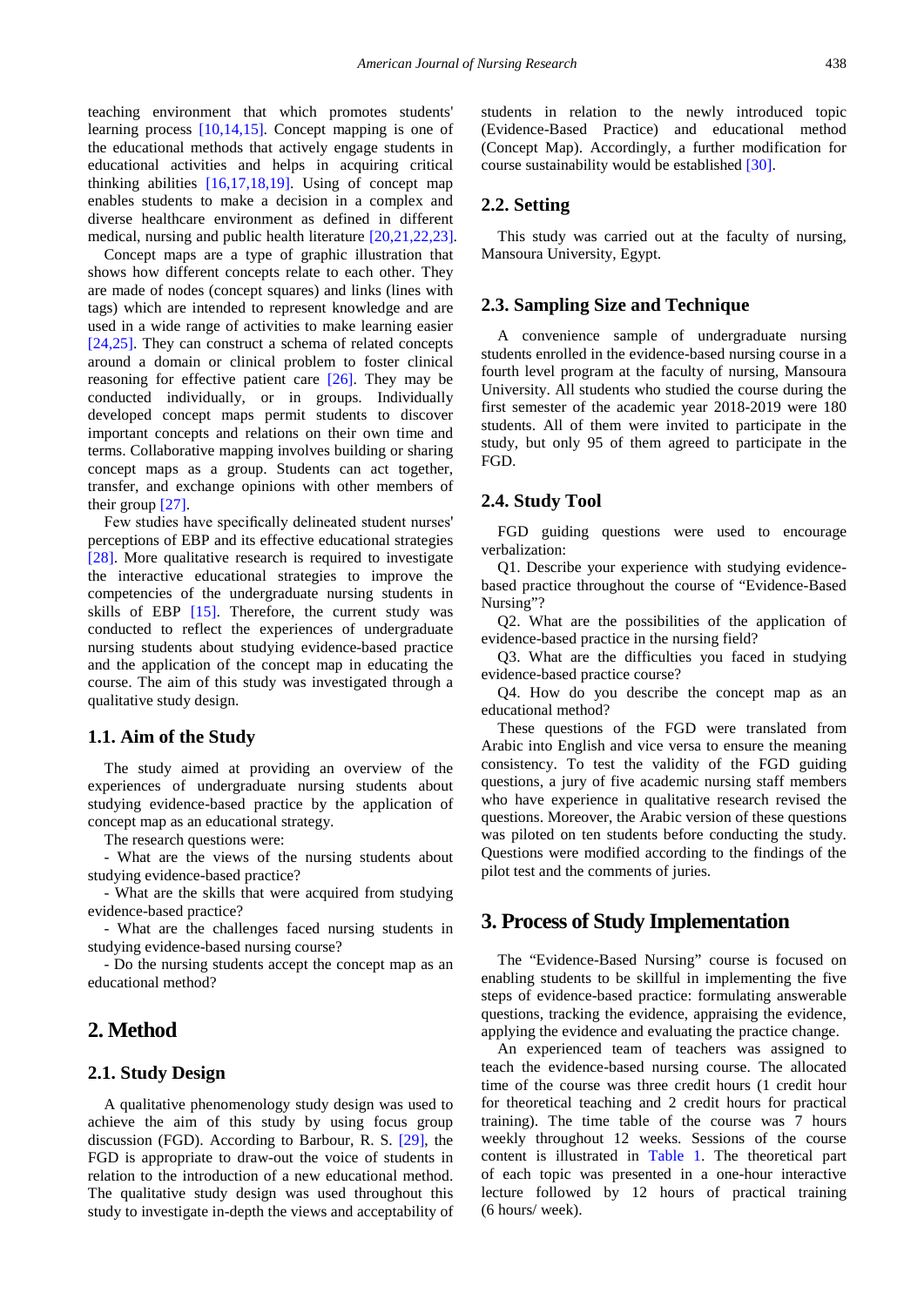teaching environment that which promotes students' learning process [10,14,15]. Concept mapping is one of the educational methods that actively engage students in educational activities and helps in acquiring critical thinking abilities [16,17,18,19]. Using of concept map enables students to make a decision in a complex and diverse healthcare environment as defined in different medical, nursing and public health literature [20,21,22,23].

Concept maps are a type of graphic illustration that shows how different concepts relate to each other. They are made of nodes (concept squares) and links (lines with tags) which are intended to represent knowledge and are used in a wide range of activities to make learning easier [24,25]. They can construct a schema of related concepts around a domain or clinical problem to foster clinical reasoning for effective patient care [26]. They may be conducted individually, or in groups. Individually developed concept maps permit students to discover important concepts and relations on their own time and terms. Collaborative mapping involves building or sharing concept maps as a group. Students can act together, transfer, and exchange opinions with other members of their group [27].

Few studies have specifically delineated student nurses' perceptions of EBP and its effective educational strategies [28]. More qualitative research is required to investigate the interactive educational strategies to improve the competencies of the undergraduate nursing students in skills of EBP [15]. Therefore, the current study was conducted to reflect the experiences of undergraduate nursing students about studying evidence-based practice and the application of the concept map in educating the course. The aim of this study was investigated through a qualitative study design.

## 1.1. Aim of the Study

The study aimed at providing an overview of the experiences of undergraduate nursing students about studying evidence-based practice by the application of concept map as an educational strategy.

The research questions were:

- What are the views of the nursing students about studying evidence-based practice?
- What are the skills that were acquired from studying evidence-based practice?
- What are the challenges faced nursing students in studying evidence-based nursing course?
- Do the nursing students accept the concept map as an educational method?

# 2. Method

## 2.1. Study Design

A qualitative phenomenology study design was used to achieve the aim of this study by using focus group discussion (FGD). According to Barbour, R. S. [29], the FGD is appropriate to draw-out the voice of students in relation to the introduction of a new educational method. The qualitative study design was used throughout this study to investigate in-depth the views and acceptability of students in relation to the newly introduced topic (Evidence-Based Practice) and educational method (Concept Map). Accordingly, a further modification for course sustainability would be established [30].

## 2.2. Setting

This study was carried out at the faculty of nursing, Mansoura University, Egypt.

## 2.3. Sampling Size and Technique

A convenience sample of undergraduate nursing students enrolled in the evidence-based nursing course in a fourth level program at the faculty of nursing, Mansoura University. All students who studied the course during the first semester of the academic year 2018-2019 were 180 students. All of them were invited to participate in the study, but only 95 of them agreed to participate in the FGD.

## 2.4. Study Tool

FGD guiding questions were used to encourage verbalization:

Q1. Describe your experience with studying evidence-based practice throughout the course of "Evidence-Based Nursing"?

Q2. What are the possibilities of the application of evidence-based practice in the nursing field?

Q3. What are the difficulties you faced in studying evidence-based practice course?

Q4. How do you describe the concept map as an educational method?

These questions of the FGD were translated from Arabic into English and vice versa to ensure the meaning consistency. To test the validity of the FGD guiding questions, a jury of five academic nursing staff members who have experience in qualitative research revised the questions. Moreover, the Arabic version of these questions was piloted on ten students before conducting the study. Questions were modified according to the findings of the pilot test and the comments of juries.

# 3. Process of Study Implementation

The "Evidence-Based Nursing" course is focused on enabling students to be skillful in implementing the five steps of evidence-based practice: formulating answerable questions, tracking the evidence, appraising the evidence, applying the evidence and evaluating the practice change.

An experienced team of teachers was assigned to teach the evidence-based nursing course. The allocated time of the course was three credit hours (1 credit hour for theoretical teaching and 2 credit hours for practical training). The time table of the course was 7 hours weekly throughout 12 weeks. Sessions of the course content is illustrated in Table 1. The theoretical part of each topic was presented in a one-hour interactive lecture followed by 12 hours of practical training (6 hours/ week).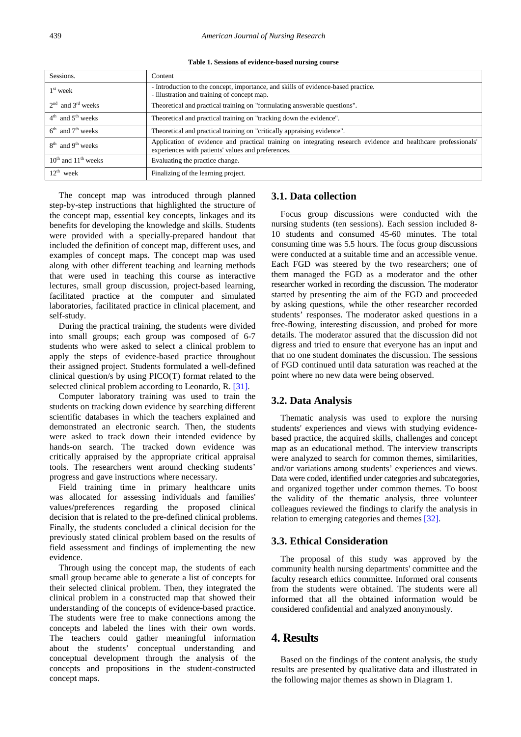**Table 1. Sessions of evidence-based nursing course**

| Sessions. | Content |
|---|---|
| 1st week | - Introduction to the concept, importance, and skills of evidence-based practice. - Illustration and training of concept map. |
| 2nd and 3rd weeks | Theoretical and practical training on "formulating answerable questions". |
| 4th and 5th weeks | Theoretical and practical training on "tracking down the evidence". |
| 6th and 7th weeks | Theoretical and practical training on "critically appraising evidence". |
| 8th and 9th weeks | Application of evidence and practical training on integrating research evidence and healthcare professionals' experiences with patients' values and preferences. |
| 10th and 11th weeks | Evaluating the practice change. |
| 12th week | Finalizing of the learning project. |

The concept map was introduced through planned step-by-step instructions that highlighted the structure of the concept map, essential key concepts, linkages and its benefits for developing the knowledge and skills. Students were provided with a specially-prepared handout that included the definition of concept map, different uses, and examples of concept maps. The concept map was used along with other different teaching and learning methods that were used in teaching this course as interactive lectures, small group discussion, project-based learning, facilitated practice at the computer and simulated laboratories, facilitated practice in clinical placement, and self-study.

During the practical training, the students were divided into small groups; each group was composed of 6-7 students who were asked to select a clinical problem to apply the steps of evidence-based practice throughout their assigned project. Students formulated a well-defined clinical question/s by using PICO(T) format related to the selected clinical problem according to Leonardo, R. [31].

Computer laboratory training was used to train the students on tracking down evidence by searching different scientific databases in which the teachers explained and demonstrated an electronic search. Then, the students were asked to track down their intended evidence by hands-on search. The tracked down evidence was critically appraised by the appropriate critical appraisal tools. The researchers went around checking students' progress and gave instructions where necessary.

Field training time in primary healthcare units was allocated for assessing individuals and families' values/preferences regarding the proposed clinical decision that is related to the pre-defined clinical problems. Finally, the students concluded a clinical decision for the previously stated clinical problem based on the results of field assessment and findings of implementing the new evidence.

Through using the concept map, the students of each small group became able to generate a list of concepts for their selected clinical problem. Then, they integrated the clinical problem in a constructed map that showed their understanding of the concepts of evidence-based practice. The students were free to make connections among the concepts and labeled the lines with their own words. The teachers could gather meaningful information about the students' conceptual understanding and conceptual development through the analysis of the concepts and propositions in the student-constructed concept maps.

### 3.1. Data collection

Focus group discussions were conducted with the nursing students (ten sessions). Each session included 8-10 students and consumed 45-60 minutes. The total consuming time was 5.5 hours. The focus group discussions were conducted at a suitable time and an accessible venue. Each FGD was steered by the two researchers; one of them managed the FGD as a moderator and the other researcher worked in recording the discussion. The moderator started by presenting the aim of the FGD and proceeded by asking questions, while the other researcher recorded students' responses. The moderator asked questions in a free-flowing, interesting discussion, and probed for more details. The moderator assured that the discussion did not digress and tried to ensure that everyone has an input and that no one student dominates the discussion. The sessions of FGD continued until data saturation was reached at the point where no new data were being observed.

### 3.2. Data Analysis

Thematic analysis was used to explore the nursing students' experiences and views with studying evidence-based practice, the acquired skills, challenges and concept map as an educational method. The interview transcripts were analyzed to search for common themes, similarities, and/or variations among students' experiences and views. Data were coded, identified under categories and subcategories, and organized together under common themes. To boost the validity of the thematic analysis, three volunteer colleagues reviewed the findings to clarify the analysis in relation to emerging categories and themes [32].

### 3.3. Ethical Consideration

The proposal of this study was approved by the community health nursing departments' committee and the faculty research ethics committee. Informed oral consents from the students were obtained. The students were all informed that all the obtained information would be considered confidential and analyzed anonymously.

## 4. Results

Based on the findings of the content analysis, the study results are presented by qualitative data and illustrated in the following major themes as shown in Diagram 1.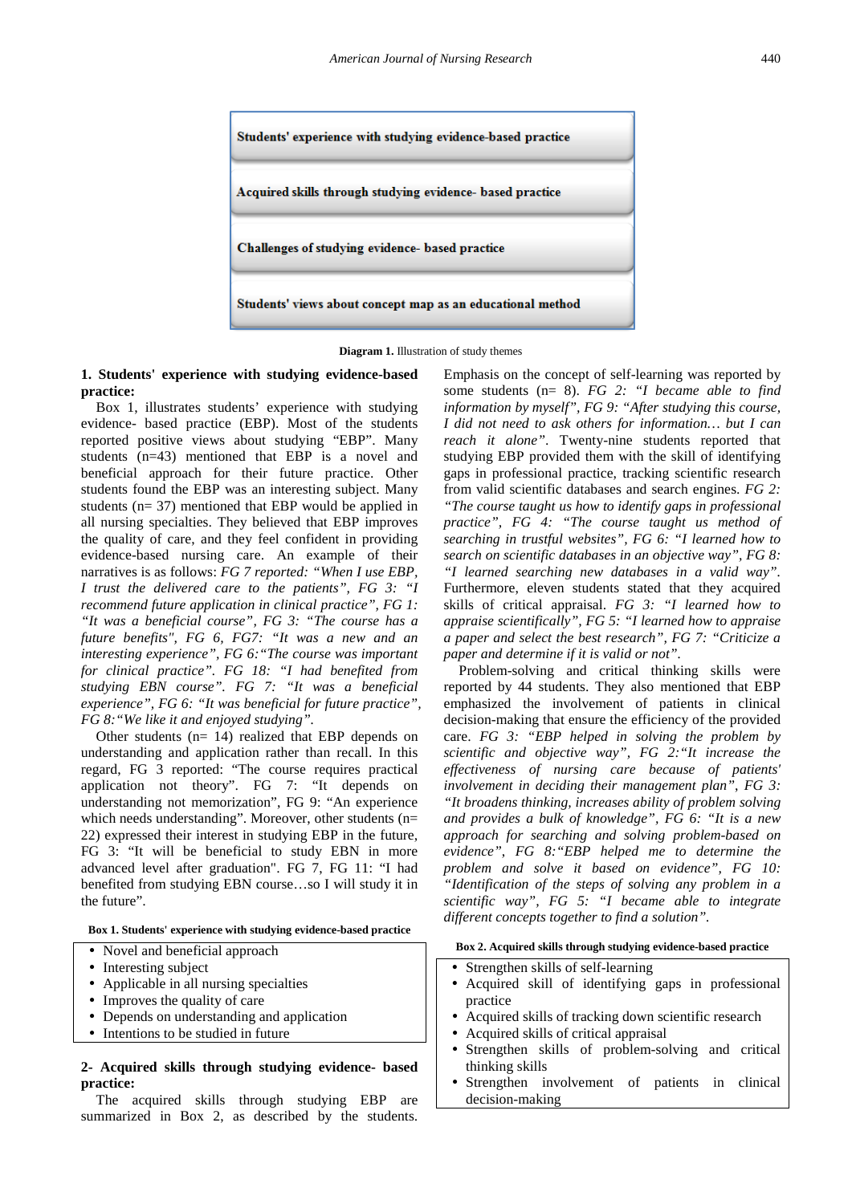Students' experience with studying evidence-based practice

Acquired skills through studying evidence- based practice

Challenges of studying evidence- based practice

Students' views about concept map as an educational method

**Diagram 1.** Illustration of study themes

**1. Students' experience with studying evidence-based practice:**

Box 1, illustrates students' experience with studying evidence- based practice (EBP). Most of the students reported positive views about studying "EBP". Many students (n=43) mentioned that EBP is a novel and beneficial approach for their future practice. Other students found the EBP was an interesting subject. Many students (n= 37) mentioned that EBP would be applied in all nursing specialties. They believed that EBP improves the quality of care, and they feel confident in providing evidence-based nursing care. An example of their narratives is as follows: *FG 7 reported: "When I use EBP, I trust the delivered care to the patients", FG 3: "I recommend future application in clinical practice", FG 1: "It was a beneficial course", FG 3: "The course has a future benefits", FG 6, FG7: "It was a new and an interesting experience", FG 6:"The course was important for clinical practice". FG 18: "I had benefited from studying EBN course". FG 7: "It was a beneficial experience", FG 6: "It was beneficial for future practice", FG 8:"We like it and enjoyed studying".*

Other students (n= 14) realized that EBP depends on understanding and application rather than recall. In this regard, FG 3 reported: "The course requires practical application not theory". FG 7: "It depends on understanding not memorization", FG 9: "An experience which needs understanding". Moreover, other students (n= 22) expressed their interest in studying EBP in the future, FG 3: "It will be beneficial to study EBN in more advanced level after graduation". FG 7, FG 11: "I had benefited from studying EBN course…so I will study it in the future".

**Box 1. Students' experience with studying evidence-based practice**

- Novel and beneficial approach
- Interesting subject
- Applicable in all nursing specialties
- Improves the quality of care
- Depends on understanding and application
- Intentions to be studied in future

**2- Acquired skills through studying evidence- based practice:**

The acquired skills through studying EBP are summarized in Box 2, as described by the students. Emphasis on the concept of self-learning was reported by some students (n= 8). *FG 2: "I became able to find information by myself", FG 9: "After studying this course, I did not need to ask others for information… but I can reach it alone".* Twenty-nine students reported that studying EBP provided them with the skill of identifying gaps in professional practice, tracking scientific research from valid scientific databases and search engines. *FG 2: "The course taught us how to identify gaps in professional practice", FG 4: "The course taught us method of searching in trustful websites", FG 6: "I learned how to search on scientific databases in an objective way", FG 8: "I learned searching new databases in a valid way".* Furthermore, eleven students stated that they acquired skills of critical appraisal. *FG 3: "I learned how to appraise scientifically", FG 5: "I learned how to appraise a paper and select the best research", FG 7: "Criticize a paper and determine if it is valid or not".*

Problem-solving and critical thinking skills were reported by 44 students. They also mentioned that EBP emphasized the involvement of patients in clinical decision-making that ensure the efficiency of the provided care. *FG 3: "EBP helped in solving the problem by scientific and objective way", FG 2:"It increase the effectiveness of nursing care because of patients' involvement in deciding their management plan", FG 3: "It broadens thinking, increases ability of problem solving and provides a bulk of knowledge", FG 6: "It is a new approach for searching and solving problem-based on evidence", FG 8:"EBP helped me to determine the problem and solve it based on evidence", FG 10: "Identification of the steps of solving any problem in a scientific way", FG 5: "I became able to integrate different concepts together to find a solution".*

**Box 2. Acquired skills through studying evidence-based practice**

- Strengthen skills of self-learning
- Acquired skill of identifying gaps in professional practice
- Acquired skills of tracking down scientific research
- Acquired skills of critical appraisal
- Strengthen skills of problem-solving and critical thinking skills
- Strengthen involvement of patients in clinical decision-making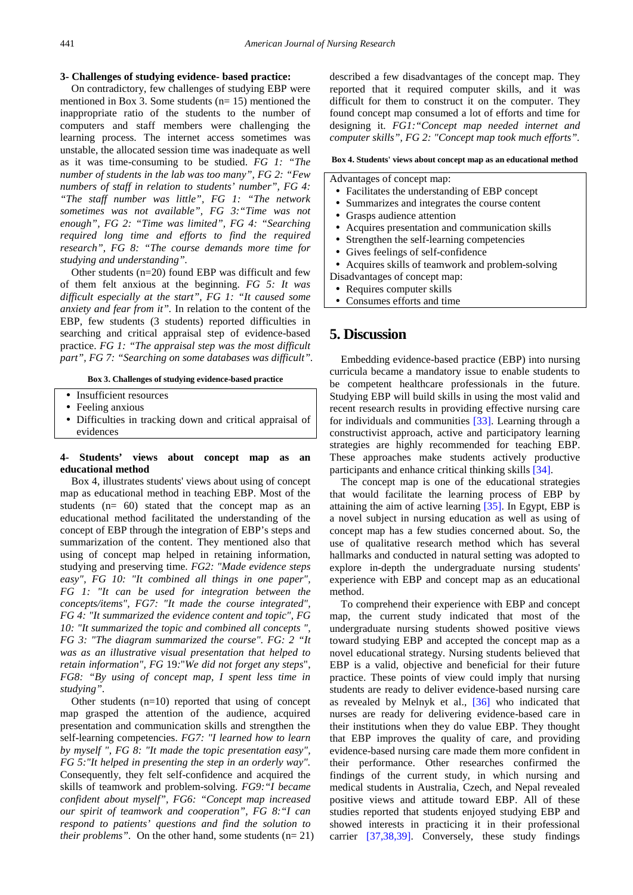**3- Challenges of studying evidence- based practice:**

On contradictory, few challenges of studying EBP were mentioned in Box 3. Some students (n= 15) mentioned the inappropriate ratio of the students to the number of computers and staff members were challenging the learning process. The internet access sometimes was unstable, the allocated session time was inadequate as well as it was time-consuming to be studied. *FG 1: "The number of students in the lab was too many", FG 2: "Few numbers of staff in relation to students' number", FG 4: "The staff number was little", FG 1: "The network sometimes was not available", FG 3:"Time was not enough", FG 2: "Time was limited", FG 4: "Searching required long time and efforts to find the required research", FG 8: "The course demands more time for studying and understanding".*

Other students (n=20) found EBP was difficult and few of them felt anxious at the beginning. *FG 5: It was difficult especially at the start", FG 1: "It caused some anxiety and fear from it".* In relation to the content of the EBP, few students (3 students) reported difficulties in searching and critical appraisal step of evidence-based practice. *FG 1: "The appraisal step was the most difficult part", FG 7: "Searching on some databases was difficult".*

**Box 3. Challenges of studying evidence-based practice**

- Insufficient resources
- Feeling anxious
- Difficulties in tracking down and critical appraisal of evidences

**4- Students' views about concept map as an educational method**

Box 4, illustrates students' views about using of concept map as educational method in teaching EBP. Most of the students (n= 60) stated that the concept map as an educational method facilitated the understanding of the concept of EBP through the integration of EBP's steps and summarization of the content. They mentioned also that using of concept map helped in retaining information, studying and preserving time. *FG2: "Made evidence steps easy", FG 10: "It combined all things in one paper", FG 1: "It can be used for integration between the concepts/items", FG7: "It made the course integrated", FG 4: "It summarized the evidence content and topic", FG 10: "It summarized the topic and combined all concepts ", FG 3: "The diagram summarized the course". FG: 2 "It was as an illustrative visual presentation that helped to retain information", FG 19:"We did not forget any steps", FG8: "By using of concept map, I spent less time in studying".*

Other students (n=10) reported that using of concept map grasped the attention of the audience, acquired presentation and communication skills and strengthen the self-learning competencies. *FG7: "I learned how to learn by myself ", FG 8: "It made the topic presentation easy", FG 5:"It helped in presenting the step in an orderly way".* Consequently, they felt self-confidence and acquired the skills of teamwork and problem-solving. *FG9:"I became confident about myself", FG6: "Concept map increased our spirit of teamwork and cooperation", FG 8:"I can respond to patients' questions and find the solution to their problems".* On the other hand, some students (n= 21) described a few disadvantages of the concept map. They reported that it required computer skills, and it was difficult for them to construct it on the computer. They found concept map consumed a lot of efforts and time for designing it. *FG1:"Concept map needed internet and computer skills", FG 2: "Concept map took much efforts".*

**Box 4. Students' views about concept map as an educational method**

Advantages of concept map:

- Facilitates the understanding of EBP concept
- Summarizes and integrates the course content
- Grasps audience attention
- Acquires presentation and communication skills
- Strengthen the self-learning competencies
- Gives feelings of self-confidence
- Acquires skills of teamwork and problem-solving

Disadvantages of concept map:

- Requires computer skills
- Consumes efforts and time

# 5. Discussion

Embedding evidence-based practice (EBP) into nursing curricula became a mandatory issue to enable students to be competent healthcare professionals in the future. Studying EBP will build skills in using the most valid and recent research results in providing effective nursing care for individuals and communities [33]. Learning through a constructivist approach, active and participatory learning strategies are highly recommended for teaching EBP. These approaches make students actively productive participants and enhance critical thinking skills [34].

The concept map is one of the educational strategies that would facilitate the learning process of EBP by attaining the aim of active learning [35]. In Egypt, EBP is a novel subject in nursing education as well as using of concept map has a few studies concerned about. So, the use of qualitative research method which has several hallmarks and conducted in natural setting was adopted to explore in-depth the undergraduate nursing students' experience with EBP and concept map as an educational method.

To comprehend their experience with EBP and concept map, the current study indicated that most of the undergraduate nursing students showed positive views toward studying EBP and accepted the concept map as a novel educational strategy. Nursing students believed that EBP is a valid, objective and beneficial for their future practice. These points of view could imply that nursing students are ready to deliver evidence-based nursing care as revealed by Melnyk et al., [36] who indicated that nurses are ready for delivering evidence-based care in their institutions when they do value EBP. They thought that EBP improves the quality of care, and providing evidence-based nursing care made them more confident in their performance. Other researches confirmed the findings of the current study, in which nursing and medical students in Australia, Czech, and Nepal revealed positive views and attitude toward EBP. All of these studies reported that students enjoyed studying EBP and showed interests in practicing it in their professional carrier [37,38,39]. Conversely, these study findings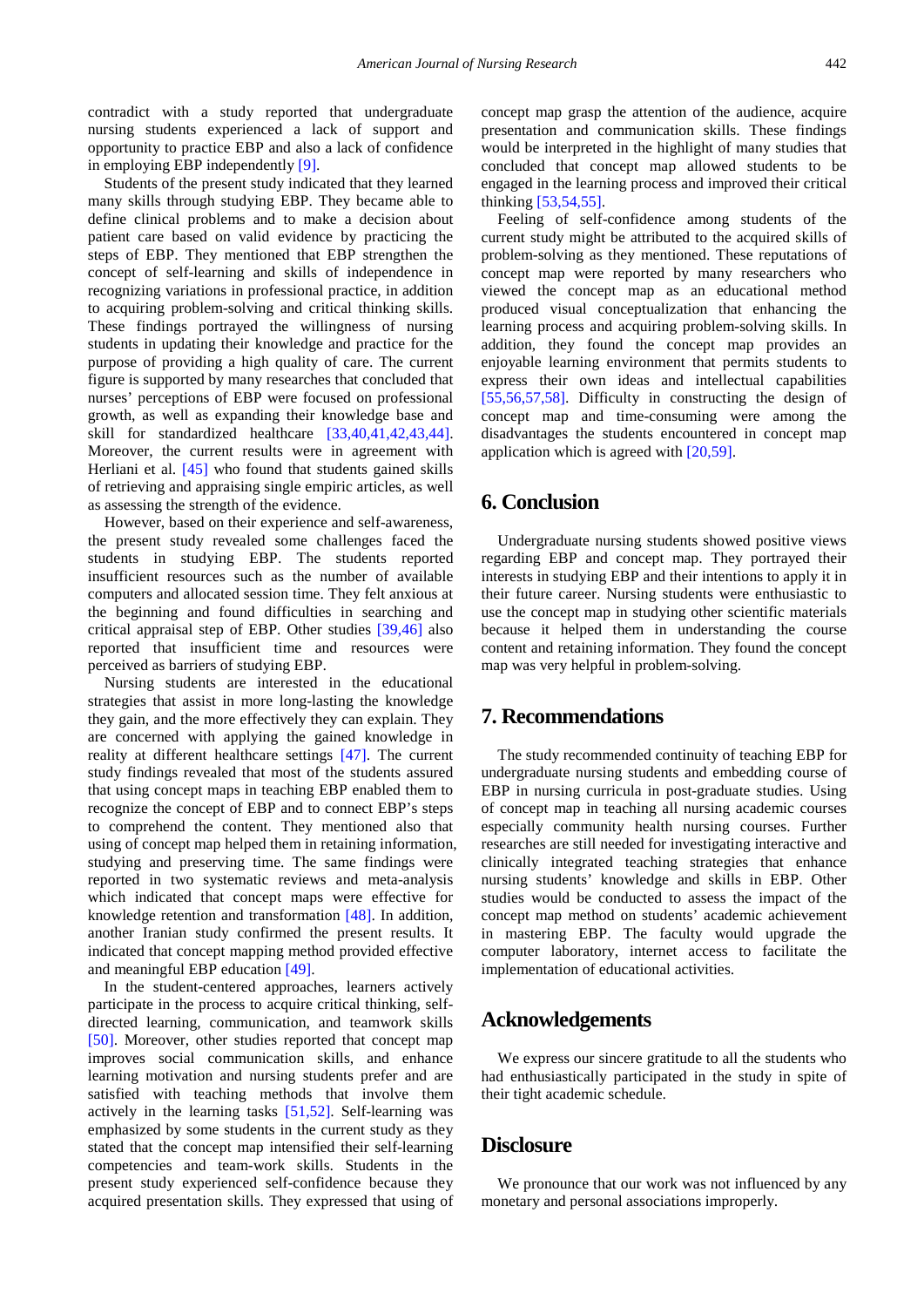contradict with a study reported that undergraduate nursing students experienced a lack of support and opportunity to practice EBP and also a lack of confidence in employing EBP independently [9].

Students of the present study indicated that they learned many skills through studying EBP. They became able to define clinical problems and to make a decision about patient care based on valid evidence by practicing the steps of EBP. They mentioned that EBP strengthen the concept of self-learning and skills of independence in recognizing variations in professional practice, in addition to acquiring problem-solving and critical thinking skills. These findings portrayed the willingness of nursing students in updating their knowledge and practice for the purpose of providing a high quality of care. The current figure is supported by many researches that concluded that nurses' perceptions of EBP were focused on professional growth, as well as expanding their knowledge base and skill for standardized healthcare [33,40,41,42,43,44]. Moreover, the current results were in agreement with Herliani et al. [45] who found that students gained skills of retrieving and appraising single empiric articles, as well as assessing the strength of the evidence.

However, based on their experience and self-awareness, the present study revealed some challenges faced the students in studying EBP. The students reported insufficient resources such as the number of available computers and allocated session time. They felt anxious at the beginning and found difficulties in searching and critical appraisal step of EBP. Other studies [39,46] also reported that insufficient time and resources were perceived as barriers of studying EBP.

Nursing students are interested in the educational strategies that assist in more long-lasting the knowledge they gain, and the more effectively they can explain. They are concerned with applying the gained knowledge in reality at different healthcare settings [47]. The current study findings revealed that most of the students assured that using concept maps in teaching EBP enabled them to recognize the concept of EBP and to connect EBP's steps to comprehend the content. They mentioned also that using of concept map helped them in retaining information, studying and preserving time. The same findings were reported in two systematic reviews and meta-analysis which indicated that concept maps were effective for knowledge retention and transformation [48]. In addition, another Iranian study confirmed the present results. It indicated that concept mapping method provided effective and meaningful EBP education [49].

In the student-centered approaches, learners actively participate in the process to acquire critical thinking, self-directed learning, communication, and teamwork skills [50]. Moreover, other studies reported that concept map improves social communication skills, and enhance learning motivation and nursing students prefer and are satisfied with teaching methods that involve them actively in the learning tasks [51,52]. Self-learning was emphasized by some students in the current study as they stated that the concept map intensified their self-learning competencies and team-work skills. Students in the present study experienced self-confidence because they acquired presentation skills. They expressed that using of concept map grasp the attention of the audience, acquire presentation and communication skills. These findings would be interpreted in the highlight of many studies that concluded that concept map allowed students to be engaged in the learning process and improved their critical thinking [53,54,55].

Feeling of self-confidence among students of the current study might be attributed to the acquired skills of problem-solving as they mentioned. These reputations of concept map were reported by many researchers who viewed the concept map as an educational method produced visual conceptualization that enhancing the learning process and acquiring problem-solving skills. In addition, they found the concept map provides an enjoyable learning environment that permits students to express their own ideas and intellectual capabilities [55,56,57,58]. Difficulty in constructing the design of concept map and time-consuming were among the disadvantages the students encountered in concept map application which is agreed with [20,59].

## 6. Conclusion

Undergraduate nursing students showed positive views regarding EBP and concept map. They portrayed their interests in studying EBP and their intentions to apply it in their future career. Nursing students were enthusiastic to use the concept map in studying other scientific materials because it helped them in understanding the course content and retaining information. They found the concept map was very helpful in problem-solving.

## 7. Recommendations

The study recommended continuity of teaching EBP for undergraduate nursing students and embedding course of EBP in nursing curricula in post-graduate studies. Using of concept map in teaching all nursing academic courses especially community health nursing courses. Further researches are still needed for investigating interactive and clinically integrated teaching strategies that enhance nursing students' knowledge and skills in EBP. Other studies would be conducted to assess the impact of the concept map method on students' academic achievement in mastering EBP. The faculty would upgrade the computer laboratory, internet access to facilitate the implementation of educational activities.

## Acknowledgements

We express our sincere gratitude to all the students who had enthusiastically participated in the study in spite of their tight academic schedule.

## Disclosure

We pronounce that our work was not influenced by any monetary and personal associations improperly.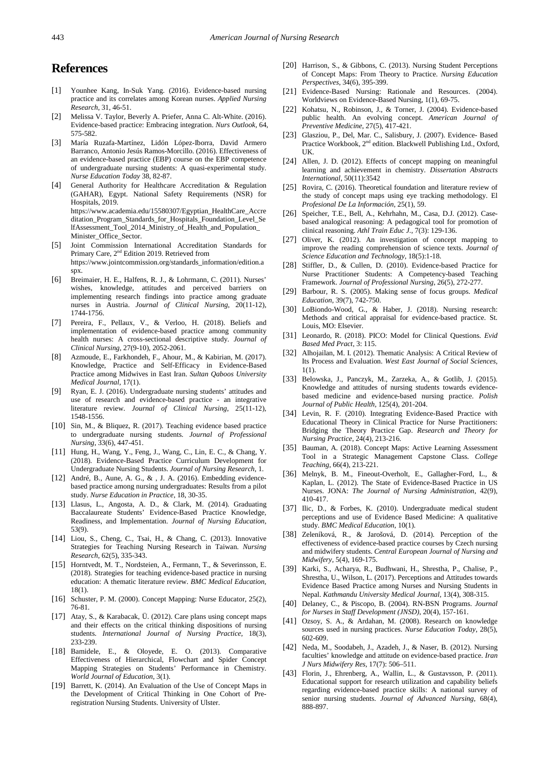# References

[1] Younhee Kang, In-Suk Yang. (2016). Evidence-based nursing practice and its correlates among Korean nurses. *Applied Nursing Research*, 31, 46-51.

[2] Melissa V. Taylor, Beverly A. Priefer, Anna C. Alt-White. (2016). Evidence-based practice: Embracing integration. *Nurs Outlook*, 64, 575-582.

[3] María Ruzafa-Martínez, Lidón López-Iborra, David Armero Barranco, Antonio Jesús Ramos-Morcillo. (2016). Effectiveness of an evidence-based practice (EBP) course on the EBP competence of undergraduate nursing students: A quasi-experimental study. *Nurse Education Today* 38, 82-87.

[4] General Authority for Healthcare Accreditation & Regulation (GAHAR), Egypt. National Safety Requirements (NSR) for Hospitals, 2019. https://www.academia.edu/15580307/Egyptian_HealthCare_Accreditation_Program_Standards_for_Hospitals_Foundation_Level_SelfAssessment_Tool_2014_Ministry_of_Health_and_Population_Minister_Office_Sector.

[5] Joint Commission International Accreditation Standards for Primary Care, 2nd Edition 2019. Retrieved from https://www.jointcommission.org/standards_information/edition.aspx.

[6] Breimaier, H. E., Halfens, R. J., & Lohrmann, C. (2011). Nurses' wishes, knowledge, attitudes and perceived barriers on implementing research findings into practice among graduate nurses in Austria. *Journal of Clinical Nursing*, 20(11-12), 1744-1756.

[7] Pereira, F., Pellaux, V., & Verloo, H. (2018). Beliefs and implementation of evidence-based practice among community health nurses: A cross-sectional descriptive study. *Journal of Clinical Nursing*, 27(9-10), 2052-2061.

[8] Azmoude, E., Farkhondeh, F., Ahour, M., & Kabirian, M. (2017). Knowledge, Practice and Self-Efficacy in Evidence-Based Practice among Midwives in East Iran. *Sultan Qaboos University Medical Journal*, 17(1).

[9] Ryan, E. J. (2016). Undergraduate nursing students' attitudes and use of research and evidence-based practice - an integrative literature review. *Journal of Clinical Nursing*, 25(11-12), 1548-1556.

[10] Sin, M., & Bliquez, R. (2017). Teaching evidence based practice to undergraduate nursing students. *Journal of Professional Nursing*, 33(6), 447-451.

[11] Hung, H., Wang, Y., Feng, J., Wang, C., Lin, E. C., & Chang, Y. (2018). Evidence-Based Practice Curriculum Development for Undergraduate Nursing Students. *Journal of Nursing Research*, 1.

[12] André, B., Aune, A. G., & , J. A. (2016). Embedding evidence-based practice among nursing undergraduates: Results from a pilot study. *Nurse Education in Practice*, 18, 30-35.

[13] Llasus, L., Angosta, A. D., & Clark, M. (2014). Graduating Baccalaureate Students' Evidence-Based Practice Knowledge, Readiness, and Implementation. *Journal of Nursing Education*, 53(9).

[14] Liou, S., Cheng, C., Tsai, H., & Chang, C. (2013). Innovative Strategies for Teaching Nursing Research in Taiwan. *Nursing Research*, 62(5), 335-343.

[15] Horntvedt, M. T., Nordsteien, A., Fermann, T., & Severinsson, E. (2018). Strategies for teaching evidence-based practice in nursing education: A thematic literature review. *BMC Medical Education*, 18(1).

[16] Schuster, P. M. (2000). Concept Mapping: Nurse Educator, 25(2), 76-81.

[17] Atay, S., & Karabacak, Ü. (2012). Care plans using concept maps and their effects on the critical thinking dispositions of nursing students. *International Journal of Nursing Practice*, 18(3), 233-239.

[18] Bamidele, E., & Oloyede, E. O. (2013). Comparative Effectiveness of Hierarchical, Flowchart and Spider Concept Mapping Strategies on Students' Performance in Chemistry. *World Journal of Education*, 3(1).

[19] Barrett, K. (2014). An Evaluation of the Use of Concept Maps in the Development of Critical Thinking in One Cohort of Pre-registration Nursing Students. University of Ulster.

[20] Harrison, S., & Gibbons, C. (2013). Nursing Student Perceptions of Concept Maps: From Theory to Practice. *Nursing Education Perspectives*, 34(6), 395-399.

[21] Evidence-Based Nursing: Rationale and Resources. (2004). Worldviews on Evidence-Based Nursing, 1(1), 69-75.

[22] Kohatsu, N., Robinson, J., & Torner, J. (2004). Evidence-based public health. An evolving concept. *American Journal of Preventive Medicine*, 27(5), 417-421.

[23] Glasziou, P., Del, Mar. C., Salisbury, J. (2007). Evidence- Based Practice Workbook, 2nd edition. Blackwell Publishing Ltd., Oxford, UK.

[24] Allen, J. D. (2012). Effects of concept mapping on meaningful learning and achievement in chemistry. *Dissertation Abstracts International*, 50(11):3542

[25] Rovira, C. (2016). Theoretical foundation and literature review of the study of concept maps using eye tracking methodology. El *Profesional De La Información*, 25(1), 59.

[26] Speicher, T.E., Bell, A., Kehrhahn, M., Casa, D.J. (2012). Case-based analogical reasoning: A pedagogical tool for promotion of clinical reasoning. *Athl Train Educ J*., 7(3): 129-136.

[27] Oliver, K. (2012). An investigation of concept mapping to improve the reading comprehension of science texts. *Journal of Science Education and Technology*, 18(5):1-18.

[28] Stiffler, D., & Cullen, D. (2010). Evidence-based Practice for Nurse Practitioner Students: A Competency-based Teaching Framework. *Journal of Professional Nursing*, 26(5), 272-277.

[29] Barbour, R. S. (2005). Making sense of focus groups. *Medical Education*, 39(7), 742-750.

[30] LoBiondo-Wood, G., & Haber, J. (2018). Nursing research: Methods and critical appraisal for evidence-based practice. St. Louis, MO: Elsevier.

[31] Leonardo, R. (2018). PICO: Model for Clinical Questions. *Evid Based Med Pract*, 3: 115.

[32] Alhojailan, M. I. (2012). Thematic Analysis: A Critical Review of Its Process and Evaluation. *West East Journal of Social Sciences*, 1(1).

[33] Belowska, J., Panczyk, M., Zarzeka, A., & Gotlib, J. (2015). Knowledge and attitudes of nursing students towards evidence-based medicine and evidence-based nursing practice. *Polish Journal of Public Health*, 125(4), 201-204.

[34] Levin, R. F. (2010). Integrating Evidence-Based Practice with Educational Theory in Clinical Practice for Nurse Practitioners: Bridging the Theory Practice Gap. *Research and Theory for Nursing Practice*, 24(4), 213-216.

[35] Bauman, A. (2018). Concept Maps: Active Learning Assessment Tool in a Strategic Management Capstone Class. *College Teaching*, 66(4), 213-221.

[36] Melnyk, B. M., Fineout-Overholt, E., Gallagher-Ford, L., & Kaplan, L. (2012). The State of Evidence-Based Practice in US Nurses. JONA: *The Journal of Nursing Administration*, 42(9), 410-417.

[37] Ilic, D., & Forbes, K. (2010). Undergraduate medical student perceptions and use of Evidence Based Medicine: A qualitative study. *BMC Medical Education*, 10(1).

[38] Zeleníková, R., & Jarošová, D. (2014). Perception of the effectiveness of evidence-based practice courses by Czech nursing and midwifery students. *Central European Journal of Nursing and Midwifery*, 5(4), 169-175.

[39] Karki, S., Acharya, R., Budhwani, H., Shrestha, P., Chalise, P., Shrestha, U., Wilson, L. (2017). Perceptions and Attitudes towards Evidence Based Practice among Nurses and Nursing Students in Nepal. *Kathmandu University Medical Journal*, 13(4), 308-315.

[40] Delaney, C., & Piscopo, B. (2004). RN-BSN Programs. *Journal for Nurses in Staff Development (JNSD)*, 20(4), 157-161.

[41] Ozsoy, S. A., & Ardahan, M. (2008). Research on knowledge sources used in nursing practices. *Nurse Education Today*, 28(5), 602-609.

[42] Neda, M., Soodabeh, J., Azadeh, J., & Naser, B. (2012). Nursing faculties' knowledge and attitude on evidence-based practice. *Iran J Nurs Midwifery Res*, 17(7): 506–511.

[43] Florin, J., Ehrenberg, A., Wallin, L., & Gustavsson, P. (2011). Educational support for research utilization and capability beliefs regarding evidence-based practice skills: A national survey of senior nursing students. *Journal of Advanced Nursing*, 68(4), 888-897.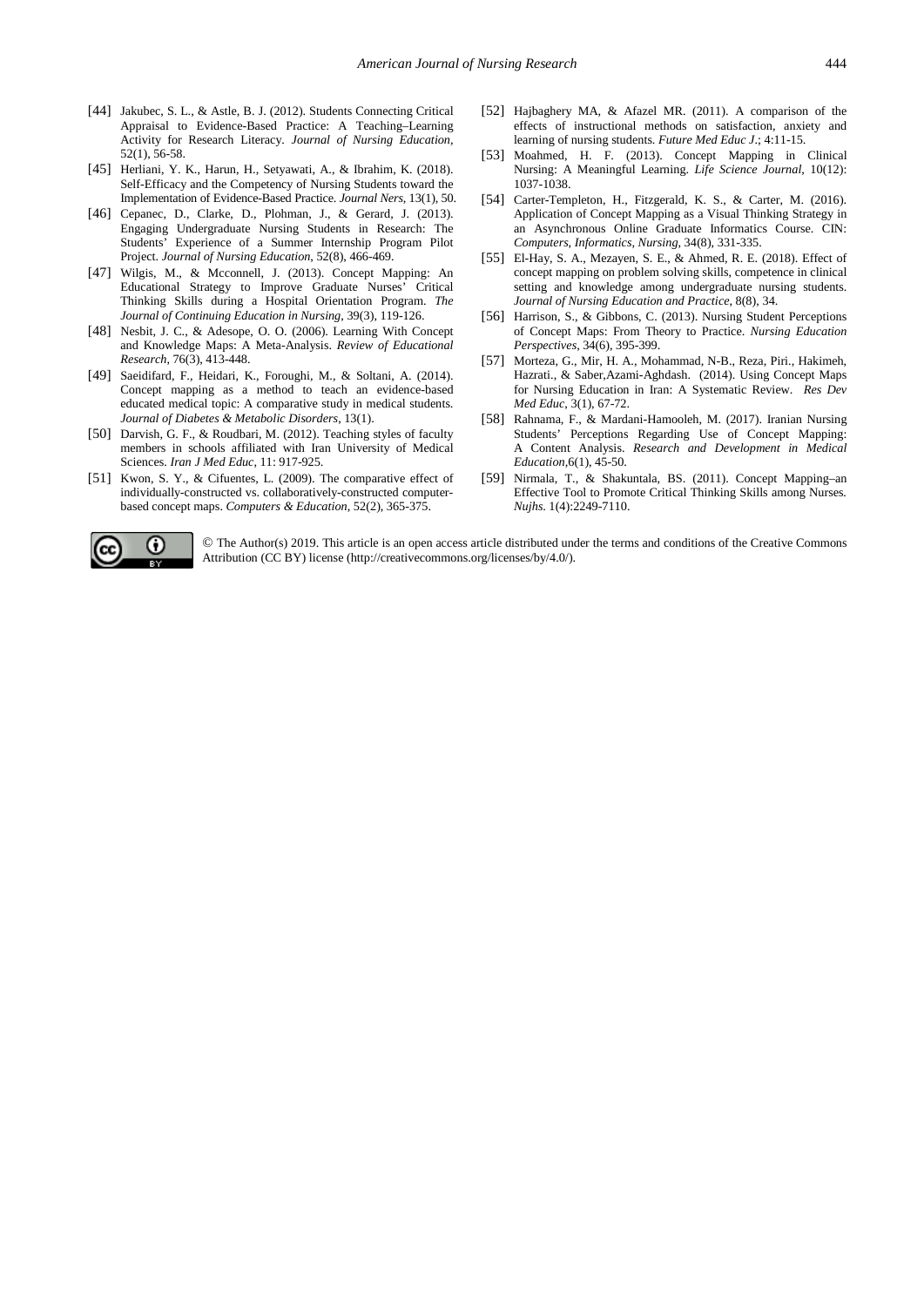[44] Jakubec, S. L., & Astle, B. J. (2012). Students Connecting Critical Appraisal to Evidence-Based Practice: A Teaching–Learning Activity for Research Literacy. *Journal of Nursing Education*, 52(1), 56-58.

[45] Herliani, Y. K., Harun, H., Setyawati, A., & Ibrahim, K. (2018). Self-Efficacy and the Competency of Nursing Students toward the Implementation of Evidence-Based Practice. *Journal Ners*, 13(1), 50.

[46] Cepanec, D., Clarke, D., Plohman, J., & Gerard, J. (2013). Engaging Undergraduate Nursing Students in Research: The Students' Experience of a Summer Internship Program Pilot Project. *Journal of Nursing Education*, 52(8), 466-469.

[47] Wilgis, M., & Mcconnell, J. (2013). Concept Mapping: An Educational Strategy to Improve Graduate Nurses' Critical Thinking Skills during a Hospital Orientation Program. *The Journal of Continuing Education in Nursing*, 39(3), 119-126.

[48] Nesbit, J. C., & Adesope, O. O. (2006). Learning With Concept and Knowledge Maps: A Meta-Analysis. *Review of Educational Research*, 76(3), 413-448.

[49] Saeidifard, F., Heidari, K., Foroughi, M., & Soltani, A. (2014). Concept mapping as a method to teach an evidence-based educated medical topic: A comparative study in medical students. *Journal of Diabetes & Metabolic Disorders*, 13(1).

[50] Darvish, G. F., & Roudbari, M. (2012). Teaching styles of faculty members in schools affiliated with Iran University of Medical Sciences. *Iran J Med Educ*, 11: 917-925.

[51] Kwon, S. Y., & Cifuentes, L. (2009). The comparative effect of individually-constructed vs. collaboratively-constructed computer-based concept maps. *Computers & Education*, 52(2), 365-375.

[52] Hajbaghery MA, & Afazel MR. (2011). A comparison of the effects of instructional methods on satisfaction, anxiety and learning of nursing students. *Future Med Educ J*.; 4:11-15.

[53] Moahmed, H. F. (2013). Concept Mapping in Clinical Nursing: A Meaningful Learning. *Life Science Journal*, 10(12): 1037-1038.

[54] Carter-Templeton, H., Fitzgerald, K. S., & Carter, M. (2016). Application of Concept Mapping as a Visual Thinking Strategy in an Asynchronous Online Graduate Informatics Course. CIN: *Computers, Informatics, Nursing*, 34(8), 331-335.

[55] El-Hay, S. A., Mezayen, S. E., & Ahmed, R. E. (2018). Effect of concept mapping on problem solving skills, competence in clinical setting and knowledge among undergraduate nursing students. *Journal of Nursing Education and Practice*, 8(8), 34.

[56] Harrison, S., & Gibbons, C. (2013). Nursing Student Perceptions of Concept Maps: From Theory to Practice. *Nursing Education Perspectives*, 34(6), 395-399.

[57] Morteza, G., Mir, H. A., Mohammad, N-B., Reza, Piri., Hakimeh, Hazrati., & Saber,Azami-Aghdash. (2014). Using Concept Maps for Nursing Education in Iran: A Systematic Review. *Res Dev Med Educ*, 3(1), 67-72.

[58] Rahnama, F., & Mardani-Hamooleh, M. (2017). Iranian Nursing Students' Perceptions Regarding Use of Concept Mapping: A Content Analysis. *Research and Development in Medical Education*,6(1), 45-50.

[59] Nirmala, T., & Shakuntala, BS. (2011). Concept Mapping–an Effective Tool to Promote Critical Thinking Skills among Nurses. *Nujhs*. 1(4):2249-7110.

© The Author(s) 2019. This article is an open access article distributed under the terms and conditions of the Creative Commons Attribution (CC BY) license (http://creativecommons.org/licenses/by/4.0/).